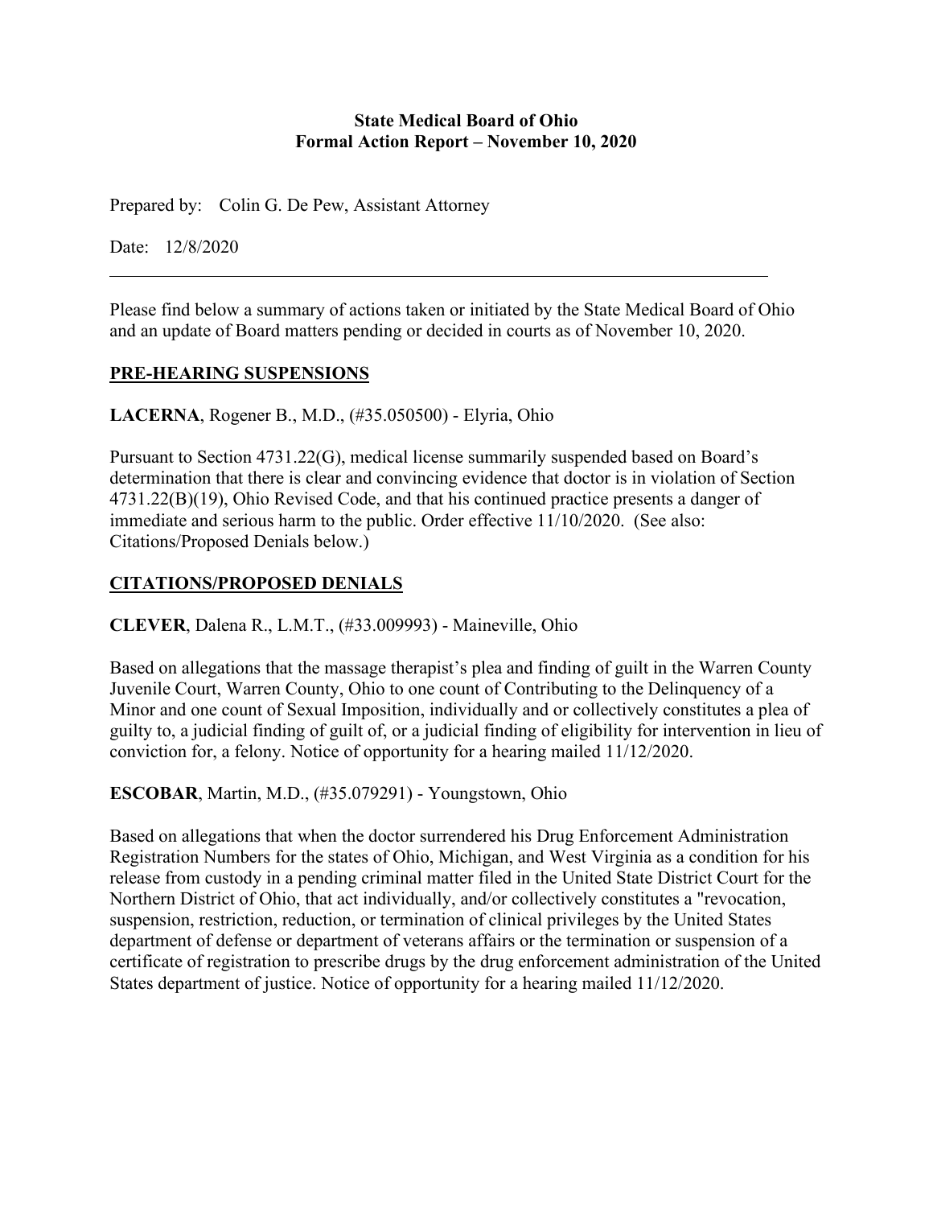# State Medical Board of Ohio
# Formal Action Report – November 10, 2020

Prepared by: Colin G. De Pew, Assistant Attorney

Date: 12/8/2020

---

Please find below a summary of actions taken or initiated by the State Medical Board of Ohio and an update of Board matters pending or decided in courts as of November 10, 2020.

## PRE-HEARING SUSPENSIONS

**LACERNA**, Rogener B., M.D., (#35.050500) - Elyria, Ohio

Pursuant to Section 4731.22(G), medical license summarily suspended based on Board's determination that there is clear and convincing evidence that doctor is in violation of Section 4731.22(B)(19), Ohio Revised Code, and that his continued practice presents a danger of immediate and serious harm to the public. Order effective 11/10/2020. (See also: Citations/Proposed Denials below.)

## CITATIONS/PROPOSED DENIALS

**CLEVER**, Dalena R., L.M.T., (#33.009993) - Maineville, Ohio

Based on allegations that the massage therapist's plea and finding of guilt in the Warren County Juvenile Court, Warren County, Ohio to one count of Contributing to the Delinquency of a Minor and one count of Sexual Imposition, individually and or collectively constitutes a plea of guilty to, a judicial finding of guilt of, or a judicial finding of eligibility for intervention in lieu of conviction for, a felony. Notice of opportunity for a hearing mailed 11/12/2020.

**ESCOBAR**, Martin, M.D., (#35.079291) - Youngstown, Ohio

Based on allegations that when the doctor surrendered his Drug Enforcement Administration Registration Numbers for the states of Ohio, Michigan, and West Virginia as a condition for his release from custody in a pending criminal matter filed in the United State District Court for the Northern District of Ohio, that act individually, and/or collectively constitutes a "revocation, suspension, restriction, reduction, or termination of clinical privileges by the United States department of defense or department of veterans affairs or the termination or suspension of a certificate of registration to prescribe drugs by the drug enforcement administration of the United States department of justice. Notice of opportunity for a hearing mailed 11/12/2020.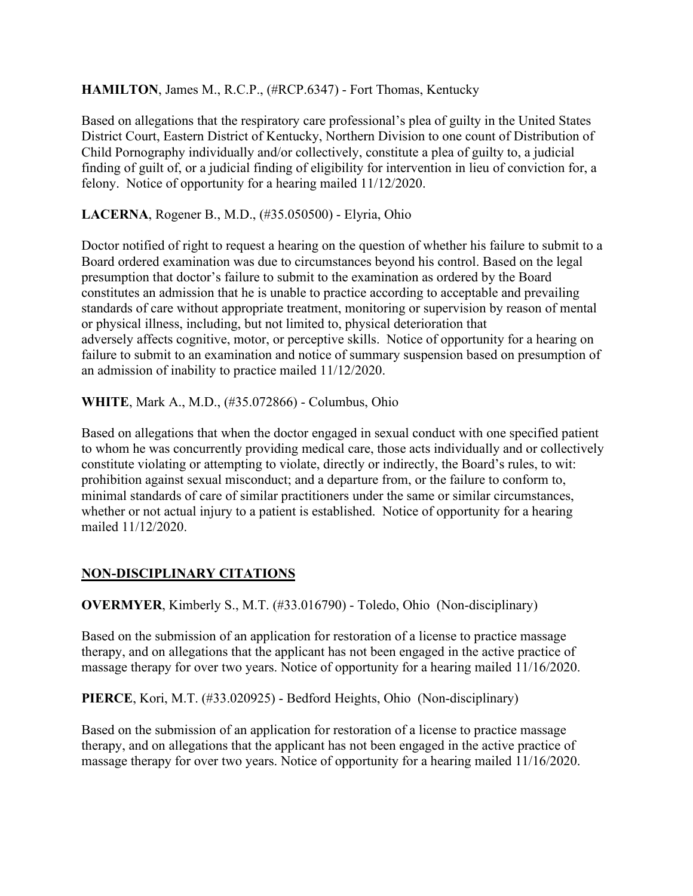**HAMILTON**, James M., R.C.P., (#RCP.6347) - Fort Thomas, Kentucky

Based on allegations that the respiratory care professional's plea of guilty in the United States District Court, Eastern District of Kentucky, Northern Division to one count of Distribution of Child Pornography individually and/or collectively, constitute a plea of guilty to, a judicial finding of guilt of, or a judicial finding of eligibility for intervention in lieu of conviction for, a felony. Notice of opportunity for a hearing mailed 11/12/2020.

**LACERNA**, Rogener B., M.D., (#35.050500) - Elyria, Ohio

Doctor notified of right to request a hearing on the question of whether his failure to submit to a Board ordered examination was due to circumstances beyond his control. Based on the legal presumption that doctor's failure to submit to the examination as ordered by the Board constitutes an admission that he is unable to practice according to acceptable and prevailing standards of care without appropriate treatment, monitoring or supervision by reason of mental or physical illness, including, but not limited to, physical deterioration that adversely affects cognitive, motor, or perceptive skills. Notice of opportunity for a hearing on failure to submit to an examination and notice of summary suspension based on presumption of an admission of inability to practice mailed 11/12/2020.

**WHITE**, Mark A., M.D., (#35.072866) - Columbus, Ohio

Based on allegations that when the doctor engaged in sexual conduct with one specified patient to whom he was concurrently providing medical care, those acts individually and or collectively constitute violating or attempting to violate, directly or indirectly, the Board's rules, to wit: prohibition against sexual misconduct; and a departure from, or the failure to conform to, minimal standards of care of similar practitioners under the same or similar circumstances, whether or not actual injury to a patient is established. Notice of opportunity for a hearing mailed 11/12/2020.

## NON-DISCIPLINARY CITATIONS

**OVERMYER**, Kimberly S., M.T. (#33.016790) - Toledo, Ohio (Non-disciplinary)

Based on the submission of an application for restoration of a license to practice massage therapy, and on allegations that the applicant has not been engaged in the active practice of massage therapy for over two years. Notice of opportunity for a hearing mailed 11/16/2020.

**PIERCE**, Kori, M.T. (#33.020925) - Bedford Heights, Ohio (Non-disciplinary)

Based on the submission of an application for restoration of a license to practice massage therapy, and on allegations that the applicant has not been engaged in the active practice of massage therapy for over two years. Notice of opportunity for a hearing mailed 11/16/2020.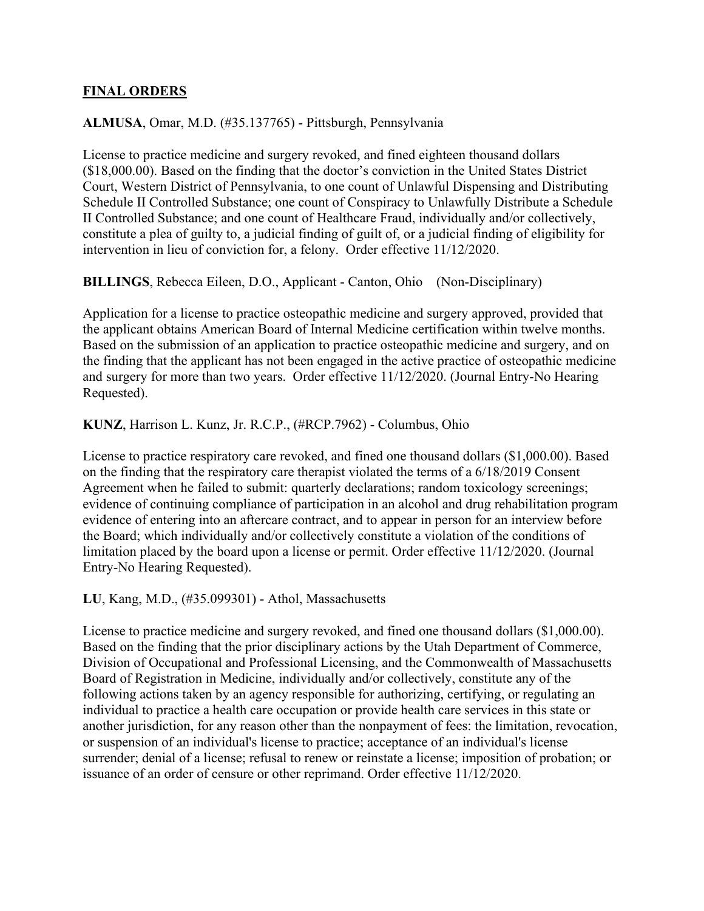## FINAL ORDERS

**ALMUSA**, Omar, M.D. (#35.137765) - Pittsburgh, Pennsylvania

License to practice medicine and surgery revoked, and fined eighteen thousand dollars ($18,000.00). Based on the finding that the doctor's conviction in the United States District Court, Western District of Pennsylvania, to one count of Unlawful Dispensing and Distributing Schedule II Controlled Substance; one count of Conspiracy to Unlawfully Distribute a Schedule II Controlled Substance; and one count of Healthcare Fraud, individually and/or collectively, constitute a plea of guilty to, a judicial finding of guilt of, or a judicial finding of eligibility for intervention in lieu of conviction for, a felony. Order effective 11/12/2020.

**BILLINGS**, Rebecca Eileen, D.O., Applicant - Canton, Ohio (Non-Disciplinary)

Application for a license to practice osteopathic medicine and surgery approved, provided that the applicant obtains American Board of Internal Medicine certification within twelve months. Based on the submission of an application to practice osteopathic medicine and surgery, and on the finding that the applicant has not been engaged in the active practice of osteopathic medicine and surgery for more than two years. Order effective 11/12/2020. (Journal Entry-No Hearing Requested).

**KUNZ**, Harrison L. Kunz, Jr. R.C.P., (#RCP.7962) - Columbus, Ohio

License to practice respiratory care revoked, and fined one thousand dollars ($1,000.00). Based on the finding that the respiratory care therapist violated the terms of a 6/18/2019 Consent Agreement when he failed to submit: quarterly declarations; random toxicology screenings; evidence of continuing compliance of participation in an alcohol and drug rehabilitation program evidence of entering into an aftercare contract, and to appear in person for an interview before the Board; which individually and/or collectively constitute a violation of the conditions of limitation placed by the board upon a license or permit. Order effective 11/12/2020. (Journal Entry-No Hearing Requested).

**LU**, Kang, M.D., (#35.099301) - Athol, Massachusetts

License to practice medicine and surgery revoked, and fined one thousand dollars ($1,000.00). Based on the finding that the prior disciplinary actions by the Utah Department of Commerce, Division of Occupational and Professional Licensing, and the Commonwealth of Massachusetts Board of Registration in Medicine, individually and/or collectively, constitute any of the following actions taken by an agency responsible for authorizing, certifying, or regulating an individual to practice a health care occupation or provide health care services in this state or another jurisdiction, for any reason other than the nonpayment of fees: the limitation, revocation, or suspension of an individual's license to practice; acceptance of an individual's license surrender; denial of a license; refusal to renew or reinstate a license; imposition of probation; or issuance of an order of censure or other reprimand. Order effective 11/12/2020.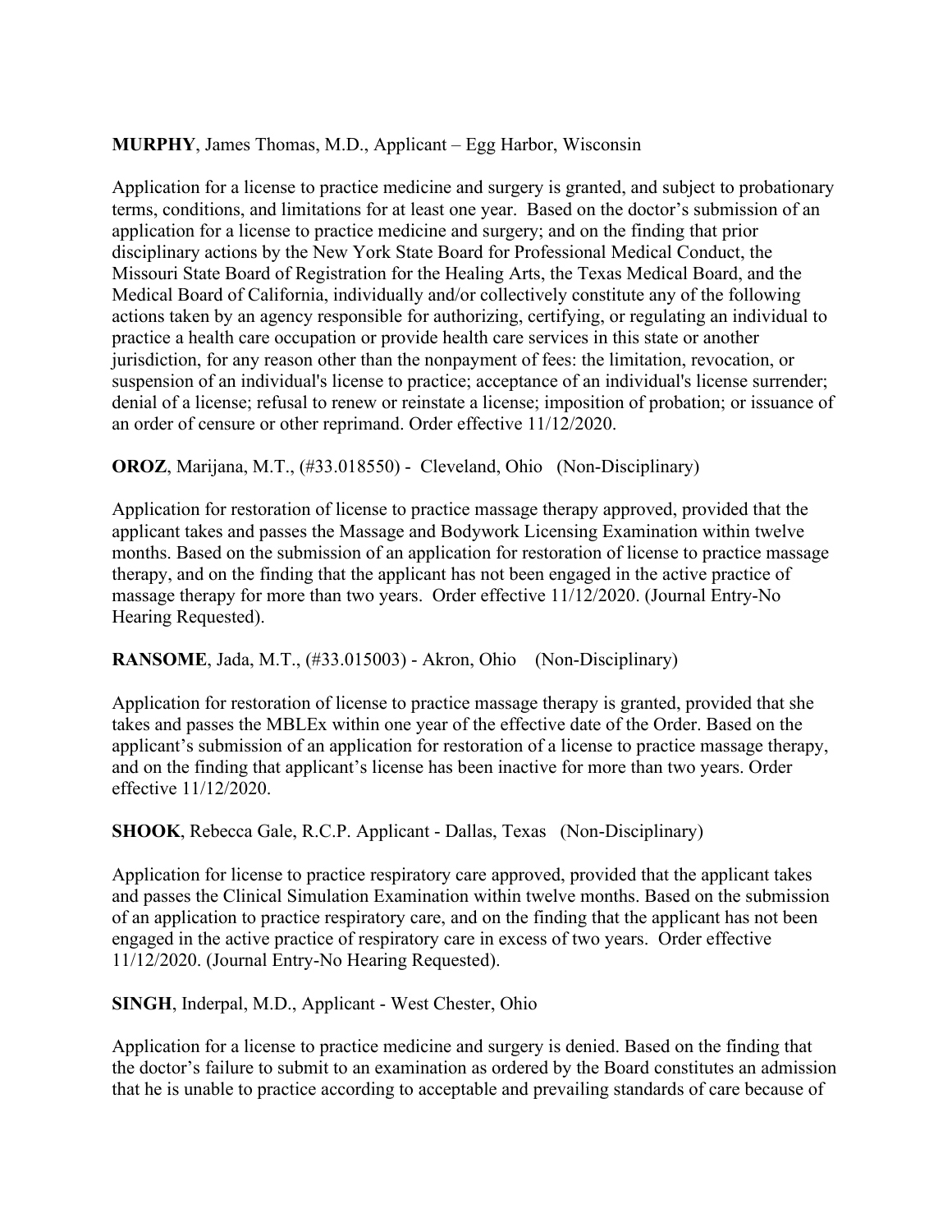**MURPHY**, James Thomas, M.D., Applicant – Egg Harbor, Wisconsin

Application for a license to practice medicine and surgery is granted, and subject to probationary terms, conditions, and limitations for at least one year. Based on the doctor's submission of an application for a license to practice medicine and surgery; and on the finding that prior disciplinary actions by the New York State Board for Professional Medical Conduct, the Missouri State Board of Registration for the Healing Arts, the Texas Medical Board, and the Medical Board of California, individually and/or collectively constitute any of the following actions taken by an agency responsible for authorizing, certifying, or regulating an individual to practice a health care occupation or provide health care services in this state or another jurisdiction, for any reason other than the nonpayment of fees: the limitation, revocation, or suspension of an individual's license to practice; acceptance of an individual's license surrender; denial of a license; refusal to renew or reinstate a license; imposition of probation; or issuance of an order of censure or other reprimand. Order effective 11/12/2020.

**OROZ**, Marijana, M.T., (#33.018550) - Cleveland, Ohio (Non-Disciplinary)

Application for restoration of license to practice massage therapy approved, provided that the applicant takes and passes the Massage and Bodywork Licensing Examination within twelve months. Based on the submission of an application for restoration of license to practice massage therapy, and on the finding that the applicant has not been engaged in the active practice of massage therapy for more than two years. Order effective 11/12/2020. (Journal Entry-No Hearing Requested).

**RANSOME**, Jada, M.T., (#33.015003) - Akron, Ohio (Non-Disciplinary)

Application for restoration of license to practice massage therapy is granted, provided that she takes and passes the MBLEx within one year of the effective date of the Order. Based on the applicant's submission of an application for restoration of a license to practice massage therapy, and on the finding that applicant's license has been inactive for more than two years. Order effective 11/12/2020.

**SHOOK**, Rebecca Gale, R.C.P. Applicant - Dallas, Texas (Non-Disciplinary)

Application for license to practice respiratory care approved, provided that the applicant takes and passes the Clinical Simulation Examination within twelve months. Based on the submission of an application to practice respiratory care, and on the finding that the applicant has not been engaged in the active practice of respiratory care in excess of two years. Order effective 11/12/2020. (Journal Entry-No Hearing Requested).

**SINGH**, Inderpal, M.D., Applicant - West Chester, Ohio

Application for a license to practice medicine and surgery is denied. Based on the finding that the doctor's failure to submit to an examination as ordered by the Board constitutes an admission that he is unable to practice according to acceptable and prevailing standards of care because of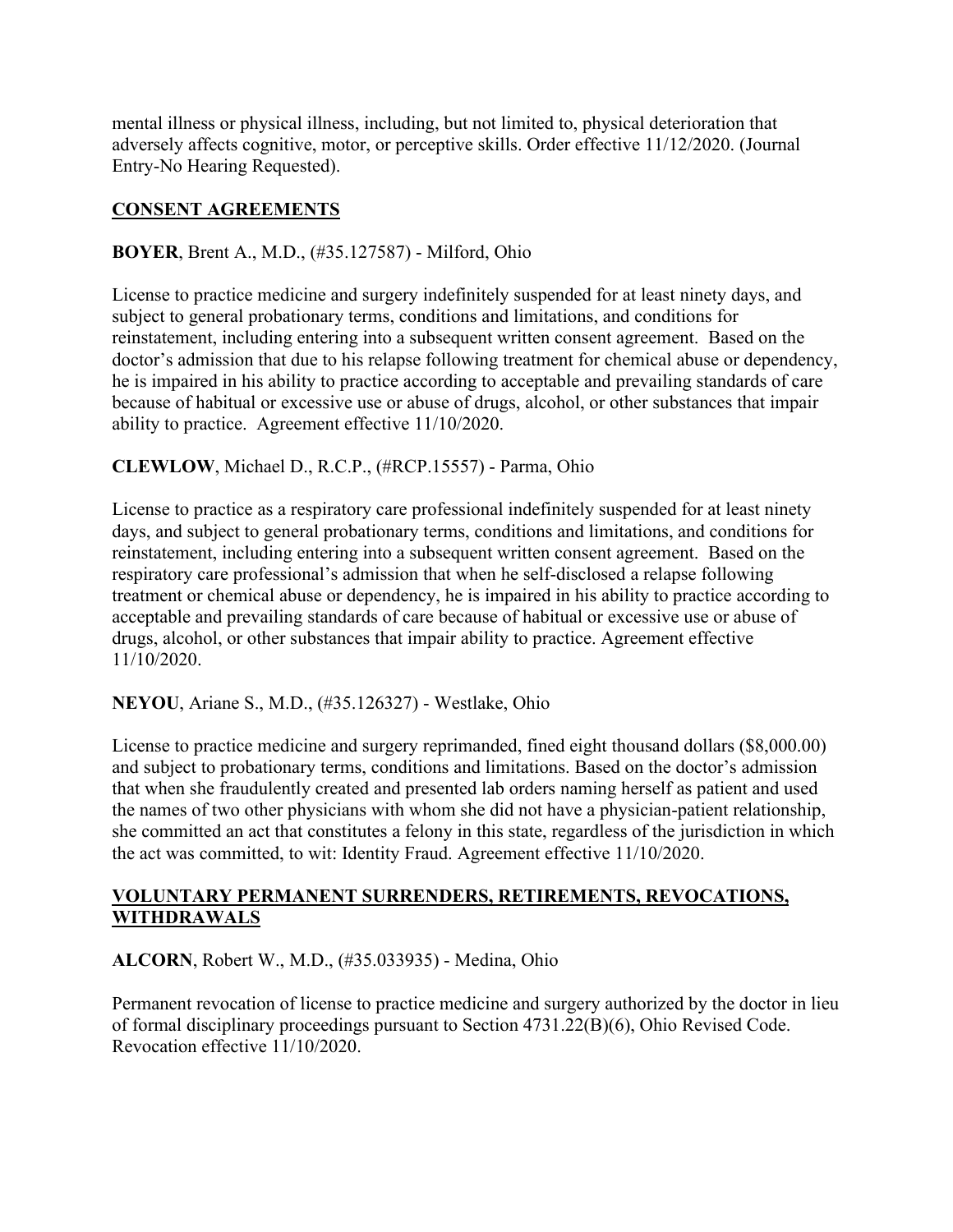mental illness or physical illness, including, but not limited to, physical deterioration that adversely affects cognitive, motor, or perceptive skills. Order effective 11/12/2020. (Journal Entry-No Hearing Requested).

## CONSENT AGREEMENTS

**BOYER**, Brent A., M.D., (#35.127587) - Milford, Ohio

License to practice medicine and surgery indefinitely suspended for at least ninety days, and subject to general probationary terms, conditions and limitations, and conditions for reinstatement, including entering into a subsequent written consent agreement. Based on the doctor's admission that due to his relapse following treatment for chemical abuse or dependency, he is impaired in his ability to practice according to acceptable and prevailing standards of care because of habitual or excessive use or abuse of drugs, alcohol, or other substances that impair ability to practice. Agreement effective 11/10/2020.

**CLEWLOW**, Michael D., R.C.P., (#RCP.15557) - Parma, Ohio

License to practice as a respiratory care professional indefinitely suspended for at least ninety days, and subject to general probationary terms, conditions and limitations, and conditions for reinstatement, including entering into a subsequent written consent agreement. Based on the respiratory care professional's admission that when he self-disclosed a relapse following treatment or chemical abuse or dependency, he is impaired in his ability to practice according to acceptable and prevailing standards of care because of habitual or excessive use or abuse of drugs, alcohol, or other substances that impair ability to practice. Agreement effective 11/10/2020.

**NEYOU**, Ariane S., M.D., (#35.126327) - Westlake, Ohio

License to practice medicine and surgery reprimanded, fined eight thousand dollars ($8,000.00) and subject to probationary terms, conditions and limitations. Based on the doctor's admission that when she fraudulently created and presented lab orders naming herself as patient and used the names of two other physicians with whom she did not have a physician-patient relationship, she committed an act that constitutes a felony in this state, regardless of the jurisdiction in which the act was committed, to wit: Identity Fraud. Agreement effective 11/10/2020.

## VOLUNTARY PERMANENT SURRENDERS, RETIREMENTS, REVOCATIONS, WITHDRAWALS

**ALCORN**, Robert W., M.D., (#35.033935) - Medina, Ohio

Permanent revocation of license to practice medicine and surgery authorized by the doctor in lieu of formal disciplinary proceedings pursuant to Section 4731.22(B)(6), Ohio Revised Code. Revocation effective 11/10/2020.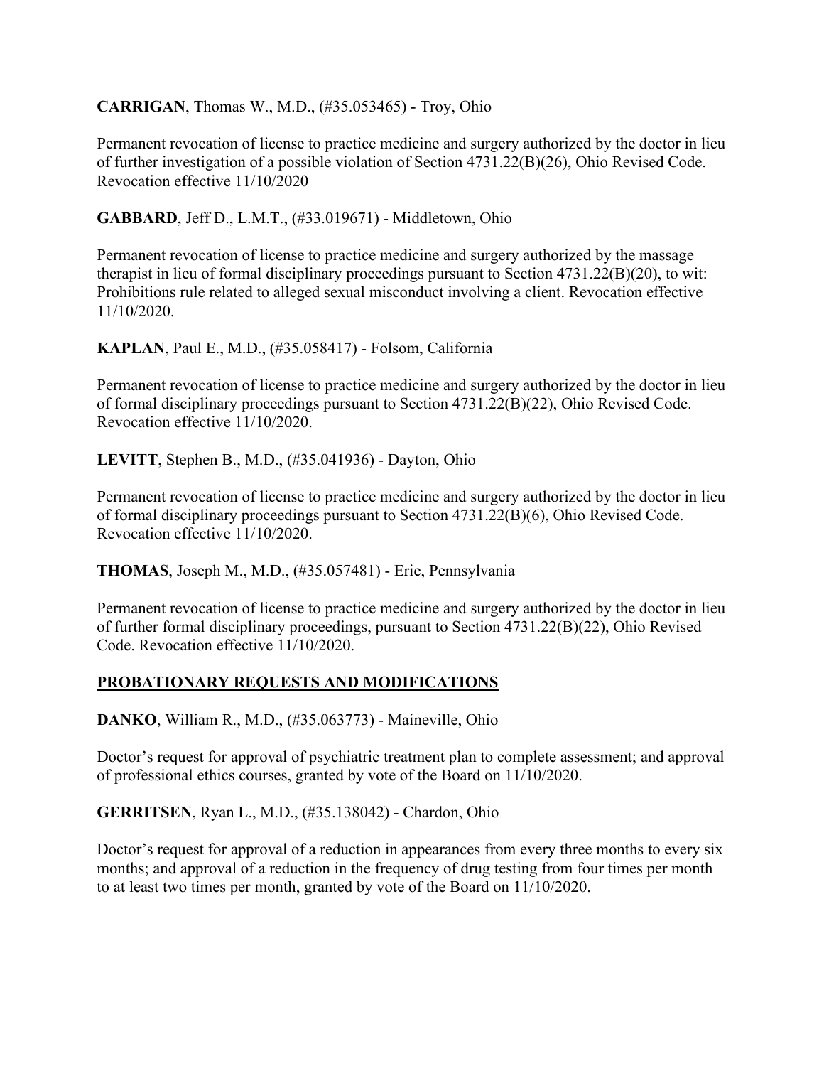**CARRIGAN**, Thomas W., M.D., (#35.053465) - Troy, Ohio

Permanent revocation of license to practice medicine and surgery authorized by the doctor in lieu of further investigation of a possible violation of Section 4731.22(B)(26), Ohio Revised Code. Revocation effective 11/10/2020

**GABBARD**, Jeff D., L.M.T., (#33.019671) - Middletown, Ohio

Permanent revocation of license to practice medicine and surgery authorized by the massage therapist in lieu of formal disciplinary proceedings pursuant to Section 4731.22(B)(20), to wit: Prohibitions rule related to alleged sexual misconduct involving a client. Revocation effective 11/10/2020.

**KAPLAN**, Paul E., M.D., (#35.058417) - Folsom, California

Permanent revocation of license to practice medicine and surgery authorized by the doctor in lieu of formal disciplinary proceedings pursuant to Section 4731.22(B)(22), Ohio Revised Code. Revocation effective 11/10/2020.

**LEVITT**, Stephen B., M.D., (#35.041936) - Dayton, Ohio

Permanent revocation of license to practice medicine and surgery authorized by the doctor in lieu of formal disciplinary proceedings pursuant to Section 4731.22(B)(6), Ohio Revised Code. Revocation effective 11/10/2020.

**THOMAS**, Joseph M., M.D., (#35.057481) - Erie, Pennsylvania

Permanent revocation of license to practice medicine and surgery authorized by the doctor in lieu of further formal disciplinary proceedings, pursuant to Section 4731.22(B)(22), Ohio Revised Code. Revocation effective 11/10/2020.

## **PROBATIONARY REQUESTS AND MODIFICATIONS**

**DANKO**, William R., M.D., (#35.063773) - Maineville, Ohio

Doctor's request for approval of psychiatric treatment plan to complete assessment; and approval of professional ethics courses, granted by vote of the Board on 11/10/2020.

**GERRITSEN**, Ryan L., M.D., (#35.138042) - Chardon, Ohio

Doctor's request for approval of a reduction in appearances from every three months to every six months; and approval of a reduction in the frequency of drug testing from four times per month to at least two times per month, granted by vote of the Board on 11/10/2020.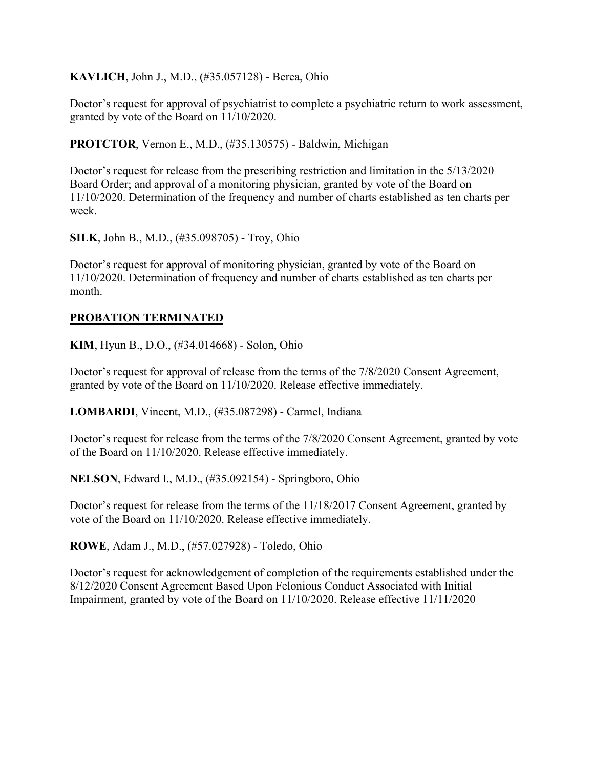**KAVLICH**, John J., M.D., (#35.057128) - Berea, Ohio

Doctor's request for approval of psychiatrist to complete a psychiatric return to work assessment, granted by vote of the Board on 11/10/2020.

**PROTCTOR**, Vernon E., M.D., (#35.130575) - Baldwin, Michigan

Doctor's request for release from the prescribing restriction and limitation in the 5/13/2020 Board Order; and approval of a monitoring physician, granted by vote of the Board on 11/10/2020. Determination of the frequency and number of charts established as ten charts per week.

**SILK**, John B., M.D., (#35.098705) - Troy, Ohio

Doctor's request for approval of monitoring physician, granted by vote of the Board on 11/10/2020. Determination of frequency and number of charts established as ten charts per month.

## PROBATION TERMINATED

**KIM**, Hyun B., D.O., (#34.014668) - Solon, Ohio

Doctor's request for approval of release from the terms of the 7/8/2020 Consent Agreement, granted by vote of the Board on 11/10/2020. Release effective immediately.

**LOMBARDI**, Vincent, M.D., (#35.087298) - Carmel, Indiana

Doctor's request for release from the terms of the 7/8/2020 Consent Agreement, granted by vote of the Board on 11/10/2020. Release effective immediately.

**NELSON**, Edward I., M.D., (#35.092154) - Springboro, Ohio

Doctor's request for release from the terms of the 11/18/2017 Consent Agreement, granted by vote of the Board on 11/10/2020. Release effective immediately.

**ROWE**, Adam J., M.D., (#57.027928) - Toledo, Ohio

Doctor's request for acknowledgement of completion of the requirements established under the 8/12/2020 Consent Agreement Based Upon Felonious Conduct Associated with Initial Impairment, granted by vote of the Board on 11/10/2020. Release effective 11/11/2020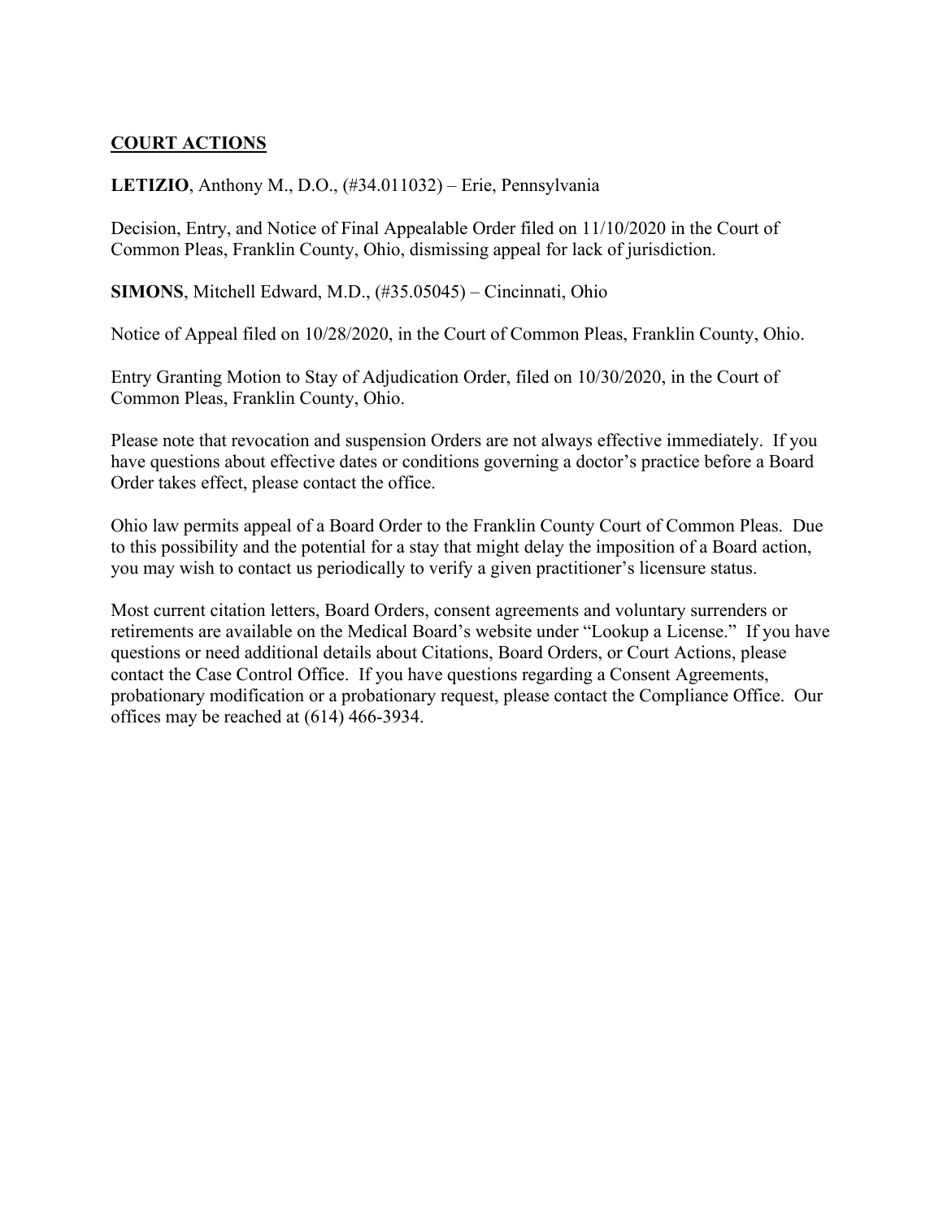## COURT ACTIONS

**LETIZIO**, Anthony M., D.O., (#34.011032) – Erie, Pennsylvania

Decision, Entry, and Notice of Final Appealable Order filed on 11/10/2020 in the Court of Common Pleas, Franklin County, Ohio, dismissing appeal for lack of jurisdiction.

**SIMONS**, Mitchell Edward, M.D., (#35.05045) – Cincinnati, Ohio

Notice of Appeal filed on 10/28/2020, in the Court of Common Pleas, Franklin County, Ohio.

Entry Granting Motion to Stay of Adjudication Order, filed on 10/30/2020, in the Court of Common Pleas, Franklin County, Ohio.

Please note that revocation and suspension Orders are not always effective immediately. If you have questions about effective dates or conditions governing a doctor's practice before a Board Order takes effect, please contact the office.

Ohio law permits appeal of a Board Order to the Franklin County Court of Common Pleas. Due to this possibility and the potential for a stay that might delay the imposition of a Board action, you may wish to contact us periodically to verify a given practitioner's licensure status.

Most current citation letters, Board Orders, consent agreements and voluntary surrenders or retirements are available on the Medical Board's website under "Lookup a License." If you have questions or need additional details about Citations, Board Orders, or Court Actions, please contact the Case Control Office. If you have questions regarding a Consent Agreements, probationary modification or a probationary request, please contact the Compliance Office. Our offices may be reached at (614) 466-3934.